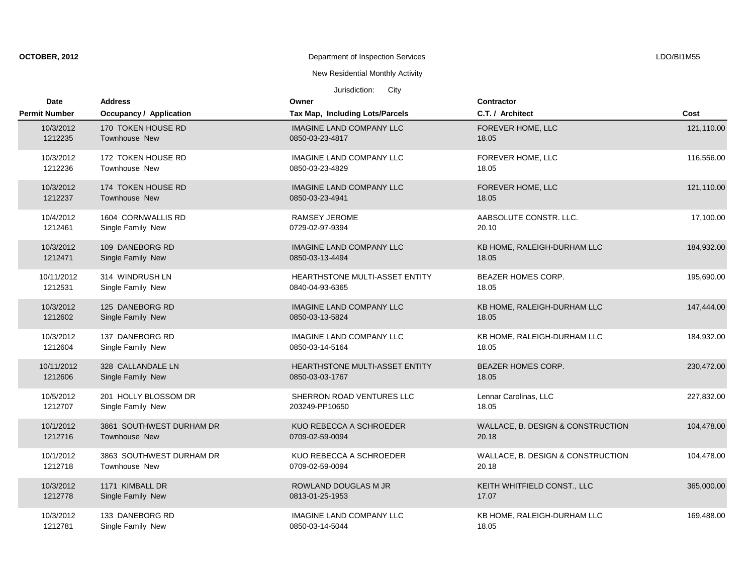**OCTOBER, 2012** Department of Inspection Services LDO/BI1M55

New Residential Monthly Activity

Jurisdiction: City

| Date<br>Permit Number | Address<br>Occupancy / Application | Owner<br>Tax Map, Including Lots/Parcels | Contractor<br>C.T. / Architect | Cost |
|---|---|---|---|---|
| 10/3/2012<br>1212235 | 170 TOKEN HOUSE RD<br>Townhouse New | IMAGINE LAND COMPANY LLC<br>0850-03-23-4817 | FOREVER HOME, LLC<br>18.05 | 121,110.00 |
| 10/3/2012<br>1212236 | 172 TOKEN HOUSE RD<br>Townhouse New | IMAGINE LAND COMPANY LLC<br>0850-03-23-4829 | FOREVER HOME, LLC<br>18.05 | 116,556.00 |
| 10/3/2012<br>1212237 | 174 TOKEN HOUSE RD<br>Townhouse New | IMAGINE LAND COMPANY LLC<br>0850-03-23-4941 | FOREVER HOME, LLC<br>18.05 | 121,110.00 |
| 10/4/2012<br>1212461 | 1604 CORNWALLIS RD<br>Single Family New | RAMSEY JEROME<br>0729-02-97-9394 | AABSOLUTE CONSTR. LLC.<br>20.10 | 17,100.00 |
| 10/3/2012<br>1212471 | 109 DANEBORG RD<br>Single Family New | IMAGINE LAND COMPANY LLC<br>0850-03-13-4494 | KB HOME, RALEIGH-DURHAM LLC<br>18.05 | 184,932.00 |
| 10/11/2012<br>1212531 | 314 WINDRUSH LN<br>Single Family New | HEARTHSTONE MULTI-ASSET ENTITY<br>0840-04-93-6365 | BEAZER HOMES CORP.<br>18.05 | 195,690.00 |
| 10/3/2012<br>1212602 | 125 DANEBORG RD<br>Single Family New | IMAGINE LAND COMPANY LLC<br>0850-03-13-5824 | KB HOME, RALEIGH-DURHAM LLC<br>18.05 | 147,444.00 |
| 10/3/2012<br>1212604 | 137 DANEBORG RD<br>Single Family New | IMAGINE LAND COMPANY LLC<br>0850-03-14-5164 | KB HOME, RALEIGH-DURHAM LLC<br>18.05 | 184,932.00 |
| 10/11/2012<br>1212606 | 328 CALLANDALE LN<br>Single Family New | HEARTHSTONE MULTI-ASSET ENTITY<br>0850-03-03-1767 | BEAZER HOMES CORP.<br>18.05 | 230,472.00 |
| 10/5/2012<br>1212707 | 201 HOLLY BLOSSOM DR<br>Single Family New | SHERRON ROAD VENTURES LLC<br>203249-PP10650 | Lennar Carolinas, LLC<br>18.05 | 227,832.00 |
| 10/1/2012<br>1212716 | 3861 SOUTHWEST DURHAM DR<br>Townhouse New | KUO REBECCA A SCHROEDER<br>0709-02-59-0094 | WALLACE, B. DESIGN & CONSTRUCTION<br>20.18 | 104,478.00 |
| 10/1/2012<br>1212718 | 3863 SOUTHWEST DURHAM DR<br>Townhouse New | KUO REBECCA A SCHROEDER<br>0709-02-59-0094 | WALLACE, B. DESIGN & CONSTRUCTION<br>20.18 | 104,478.00 |
| 10/3/2012<br>1212778 | 1171 KIMBALL DR<br>Single Family New | ROWLAND DOUGLAS M JR<br>0813-01-25-1953 | KEITH WHITFIELD CONST., LLC<br>17.07 | 365,000.00 |
| 10/3/2012<br>1212781 | 133 DANEBORG RD<br>Single Family New | IMAGINE LAND COMPANY LLC<br>0850-03-14-5044 | KB HOME, RALEIGH-DURHAM LLC<br>18.05 | 169,488.00 |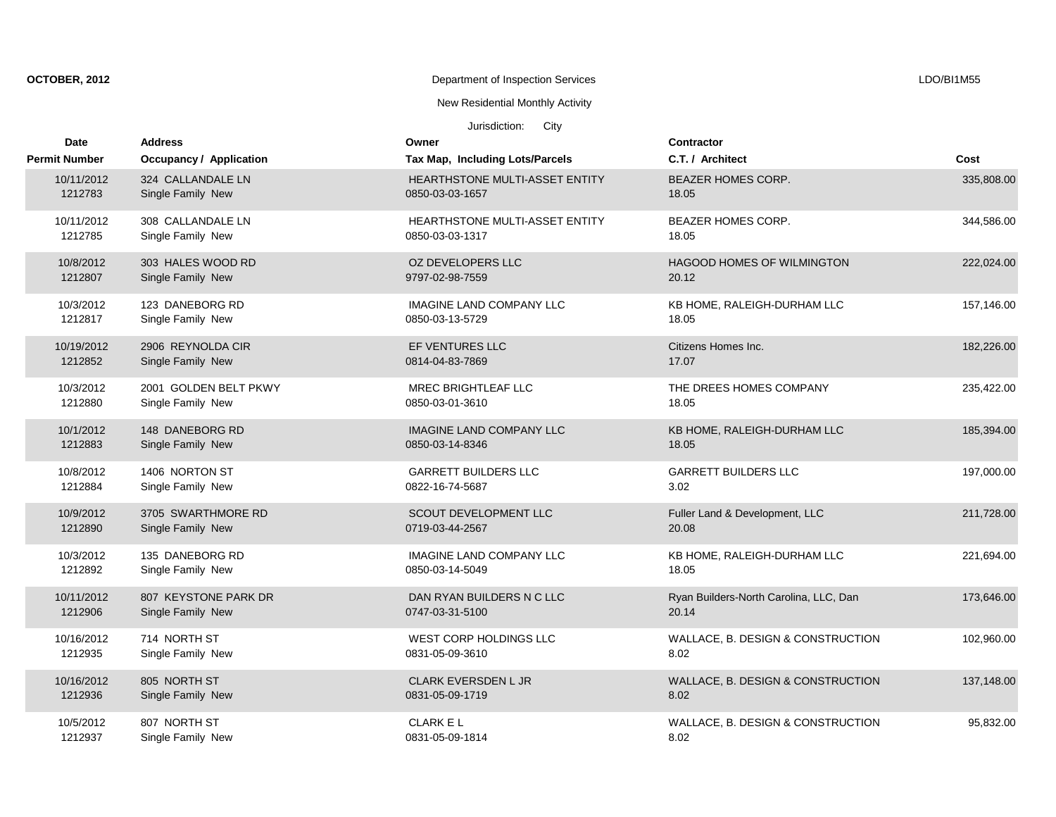**OCTOBER, 2012** | Department of Inspection Services | LDO/BI1M55

New Residential Monthly Activity

Jurisdiction: City

| Date<br>Permit Number | Address<br>Occupancy / Application | Owner<br>Tax Map, Including Lots/Parcels | Contractor<br>C.T. / Architect | Cost |
|---|---|---|---|---|
| 10/11/2012<br>1212783 | 324 CALLANDALE LN<br>Single Family New | HEARTHSTONE MULTI-ASSET ENTITY<br>0850-03-03-1657 | BEAZER HOMES CORP.<br>18.05 | 335,808.00 |
| 10/11/2012<br>1212785 | 308 CALLANDALE LN<br>Single Family New | HEARTHSTONE MULTI-ASSET ENTITY<br>0850-03-03-1317 | BEAZER HOMES CORP.<br>18.05 | 344,586.00 |
| 10/8/2012<br>1212807 | 303 HALES WOOD RD<br>Single Family New | OZ DEVELOPERS LLC<br>9797-02-98-7559 | HAGOOD HOMES OF WILMINGTON<br>20.12 | 222,024.00 |
| 10/3/2012<br>1212817 | 123 DANEBORG RD<br>Single Family New | IMAGINE LAND COMPANY LLC<br>0850-03-13-5729 | KB HOME, RALEIGH-DURHAM LLC<br>18.05 | 157,146.00 |
| 10/19/2012<br>1212852 | 2906 REYNOLDA CIR<br>Single Family New | EF VENTURES LLC<br>0814-04-83-7869 | Citizens Homes Inc.<br>17.07 | 182,226.00 |
| 10/3/2012<br>1212880 | 2001 GOLDEN BELT PKWY<br>Single Family New | MREC BRIGHTLEAF LLC<br>0850-03-01-3610 | THE DREES HOMES COMPANY<br>18.05 | 235,422.00 |
| 10/1/2012<br>1212883 | 148 DANEBORG RD<br>Single Family New | IMAGINE LAND COMPANY LLC<br>0850-03-14-8346 | KB HOME, RALEIGH-DURHAM LLC<br>18.05 | 185,394.00 |
| 10/8/2012<br>1212884 | 1406 NORTON ST<br>Single Family New | GARRETT BUILDERS LLC<br>0822-16-74-5687 | GARRETT BUILDERS LLC<br>3.02 | 197,000.00 |
| 10/9/2012<br>1212890 | 3705 SWARTHMORE RD<br>Single Family New | SCOUT DEVELOPMENT LLC<br>0719-03-44-2567 | Fuller Land & Development, LLC<br>20.08 | 211,728.00 |
| 10/3/2012<br>1212892 | 135 DANEBORG RD<br>Single Family New | IMAGINE LAND COMPANY LLC<br>0850-03-14-5049 | KB HOME, RALEIGH-DURHAM LLC<br>18.05 | 221,694.00 |
| 10/11/2012<br>1212906 | 807 KEYSTONE PARK DR<br>Single Family New | DAN RYAN BUILDERS N C LLC<br>0747-03-31-5100 | Ryan Builders-North Carolina, LLC, Dan<br>20.14 | 173,646.00 |
| 10/16/2012<br>1212935 | 714 NORTH ST<br>Single Family New | WEST CORP HOLDINGS LLC<br>0831-05-09-3610 | WALLACE, B. DESIGN & CONSTRUCTION<br>8.02 | 102,960.00 |
| 10/16/2012<br>1212936 | 805 NORTH ST<br>Single Family New | CLARK EVERSDEN L JR<br>0831-05-09-1719 | WALLACE, B. DESIGN & CONSTRUCTION<br>8.02 | 137,148.00 |
| 10/5/2012<br>1212937 | 807 NORTH ST<br>Single Family New | CLARK E L<br>0831-05-09-1814 | WALLACE, B. DESIGN & CONSTRUCTION<br>8.02 | 95,832.00 |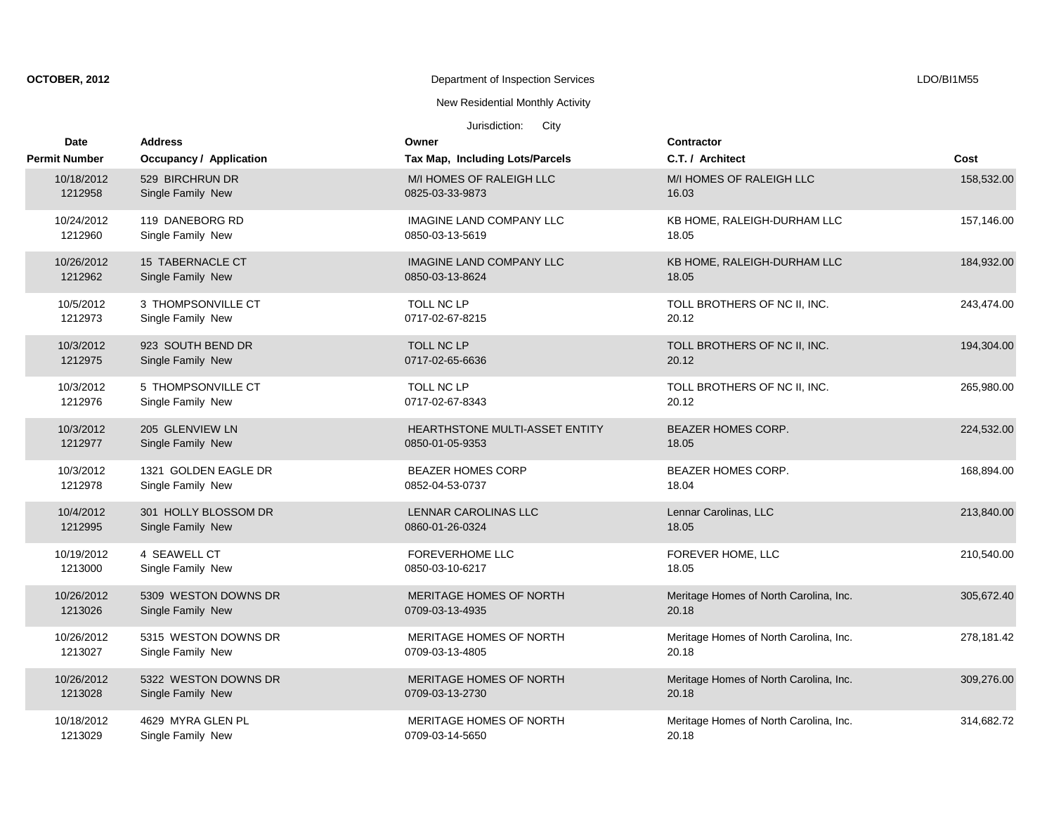**OCTOBER, 2012** Department of Inspection Services LDO/BI1M55

New Residential Monthly Activity

Jurisdiction: City

| Date<br>Permit Number | Address<br>Occupancy / Application | Owner<br>Tax Map, Including Lots/Parcels | Contractor<br>C.T. / Architect | Cost |
|---|---|---|---|---|
| 10/18/2012<br>1212958 | 529 BIRCHRUN DR<br>Single Family New | M/I HOMES OF RALEIGH LLC<br>0825-03-33-9873 | M/I HOMES OF RALEIGH LLC<br>16.03 | 158,532.00 |
| 10/24/2012<br>1212960 | 119 DANEBORG RD<br>Single Family New | IMAGINE LAND COMPANY LLC<br>0850-03-13-5619 | KB HOME, RALEIGH-DURHAM LLC<br>18.05 | 157,146.00 |
| 10/26/2012<br>1212962 | 15 TABERNACLE CT<br>Single Family New | IMAGINE LAND COMPANY LLC<br>0850-03-13-8624 | KB HOME, RALEIGH-DURHAM LLC<br>18.05 | 184,932.00 |
| 10/5/2012<br>1212973 | 3 THOMPSONVILLE CT<br>Single Family New | TOLL NC LP<br>0717-02-67-8215 | TOLL BROTHERS OF NC II, INC.<br>20.12 | 243,474.00 |
| 10/3/2012<br>1212975 | 923 SOUTH BEND DR<br>Single Family New | TOLL NC LP<br>0717-02-65-6636 | TOLL BROTHERS OF NC II, INC.<br>20.12 | 194,304.00 |
| 10/3/2012<br>1212976 | 5 THOMPSONVILLE CT<br>Single Family New | TOLL NC LP<br>0717-02-67-8343 | TOLL BROTHERS OF NC II, INC.<br>20.12 | 265,980.00 |
| 10/3/2012<br>1212977 | 205 GLENVIEW LN<br>Single Family New | HEARTHSTONE MULTI-ASSET ENTITY<br>0850-01-05-9353 | BEAZER HOMES CORP.<br>18.05 | 224,532.00 |
| 10/3/2012<br>1212978 | 1321 GOLDEN EAGLE DR<br>Single Family New | BEAZER HOMES CORP<br>0852-04-53-0737 | BEAZER HOMES CORP.<br>18.04 | 168,894.00 |
| 10/4/2012<br>1212995 | 301 HOLLY BLOSSOM DR<br>Single Family New | LENNAR CAROLINAS LLC<br>0860-01-26-0324 | Lennar Carolinas, LLC<br>18.05 | 213,840.00 |
| 10/19/2012<br>1213000 | 4 SEAWELL CT<br>Single Family New | FOREVERHOME LLC<br>0850-03-10-6217 | FOREVER HOME, LLC<br>18.05 | 210,540.00 |
| 10/26/2012<br>1213026 | 5309 WESTON DOWNS DR<br>Single Family New | MERITAGE HOMES OF NORTH<br>0709-03-13-4935 | Meritage Homes of North Carolina, Inc.<br>20.18 | 305,672.40 |
| 10/26/2012<br>1213027 | 5315 WESTON DOWNS DR<br>Single Family New | MERITAGE HOMES OF NORTH<br>0709-03-13-4805 | Meritage Homes of North Carolina, Inc.<br>20.18 | 278,181.42 |
| 10/26/2012<br>1213028 | 5322 WESTON DOWNS DR<br>Single Family New | MERITAGE HOMES OF NORTH<br>0709-03-13-2730 | Meritage Homes of North Carolina, Inc.<br>20.18 | 309,276.00 |
| 10/18/2012<br>1213029 | 4629 MYRA GLEN PL<br>Single Family New | MERITAGE HOMES OF NORTH<br>0709-03-14-5650 | Meritage Homes of North Carolina, Inc.<br>20.18 | 314,682.72 |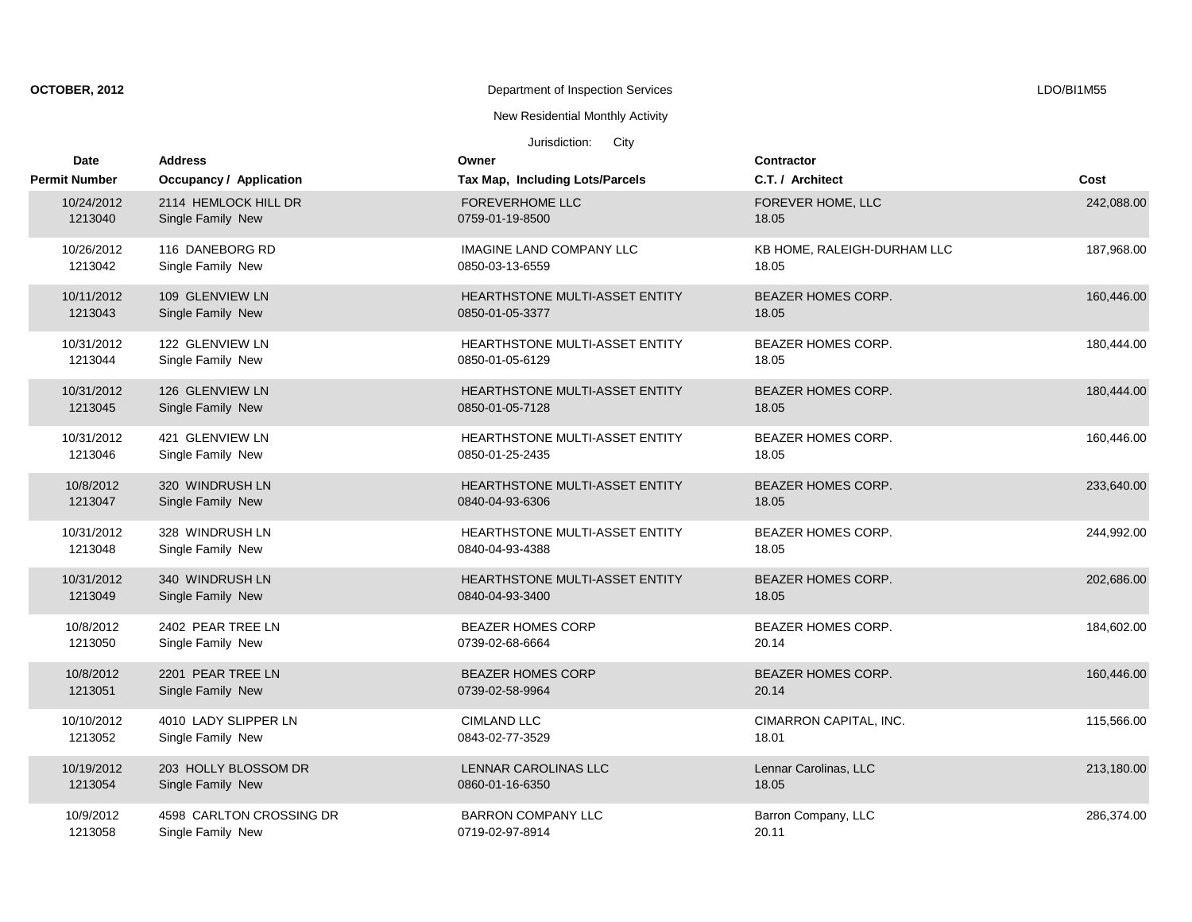**OCTOBER, 2012** Department of Inspection Services LDO/BI1M55

New Residential Monthly Activity

Jurisdiction: City

| Date<br>Permit Number | Address<br>Occupancy / Application | Owner<br>Tax Map, Including Lots/Parcels | Contractor<br>C.T. / Architect | Cost |
|---|---|---|---|---|
| 10/24/2012<br>1213040 | 2114 HEMLOCK HILL DR<br>Single Family New | FOREVERHOME LLC<br>0759-01-19-8500 | FOREVER HOME, LLC<br>18.05 | 242,088.00 |
| 10/26/2012<br>1213042 | 116 DANEBORG RD<br>Single Family New | IMAGINE LAND COMPANY LLC<br>0850-03-13-6559 | KB HOME, RALEIGH-DURHAM LLC<br>18.05 | 187,968.00 |
| 10/11/2012<br>1213043 | 109 GLENVIEW LN<br>Single Family New | HEARTHSTONE MULTI-ASSET ENTITY<br>0850-01-05-3377 | BEAZER HOMES CORP.<br>18.05 | 160,446.00 |
| 10/31/2012<br>1213044 | 122 GLENVIEW LN<br>Single Family New | HEARTHSTONE MULTI-ASSET ENTITY<br>0850-01-05-6129 | BEAZER HOMES CORP.<br>18.05 | 180,444.00 |
| 10/31/2012<br>1213045 | 126 GLENVIEW LN<br>Single Family New | HEARTHSTONE MULTI-ASSET ENTITY<br>0850-01-05-7128 | BEAZER HOMES CORP.<br>18.05 | 180,444.00 |
| 10/31/2012<br>1213046 | 421 GLENVIEW LN<br>Single Family New | HEARTHSTONE MULTI-ASSET ENTITY<br>0850-01-25-2435 | BEAZER HOMES CORP.<br>18.05 | 160,446.00 |
| 10/8/2012<br>1213047 | 320 WINDRUSH LN<br>Single Family New | HEARTHSTONE MULTI-ASSET ENTITY<br>0840-04-93-6306 | BEAZER HOMES CORP.<br>18.05 | 233,640.00 |
| 10/31/2012<br>1213048 | 328 WINDRUSH LN<br>Single Family New | HEARTHSTONE MULTI-ASSET ENTITY<br>0840-04-93-4388 | BEAZER HOMES CORP.<br>18.05 | 244,992.00 |
| 10/31/2012<br>1213049 | 340 WINDRUSH LN<br>Single Family New | HEARTHSTONE MULTI-ASSET ENTITY<br>0840-04-93-3400 | BEAZER HOMES CORP.<br>18.05 | 202,686.00 |
| 10/8/2012<br>1213050 | 2402 PEAR TREE LN<br>Single Family New | BEAZER HOMES CORP<br>0739-02-68-6664 | BEAZER HOMES CORP.<br>20.14 | 184,602.00 |
| 10/8/2012<br>1213051 | 2201 PEAR TREE LN<br>Single Family New | BEAZER HOMES CORP<br>0739-02-58-9964 | BEAZER HOMES CORP.<br>20.14 | 160,446.00 |
| 10/10/2012<br>1213052 | 4010 LADY SLIPPER LN<br>Single Family New | CIMLAND LLC<br>0843-02-77-3529 | CIMARRON CAPITAL, INC.<br>18.01 | 115,566.00 |
| 10/19/2012<br>1213054 | 203 HOLLY BLOSSOM DR<br>Single Family New | LENNAR CAROLINAS LLC<br>0860-01-16-6350 | Lennar Carolinas, LLC<br>18.05 | 213,180.00 |
| 10/9/2012<br>1213058 | 4598 CARLTON CROSSING DR<br>Single Family New | BARRON COMPANY LLC<br>0719-02-97-8914 | Barron Company, LLC<br>20.11 | 286,374.00 |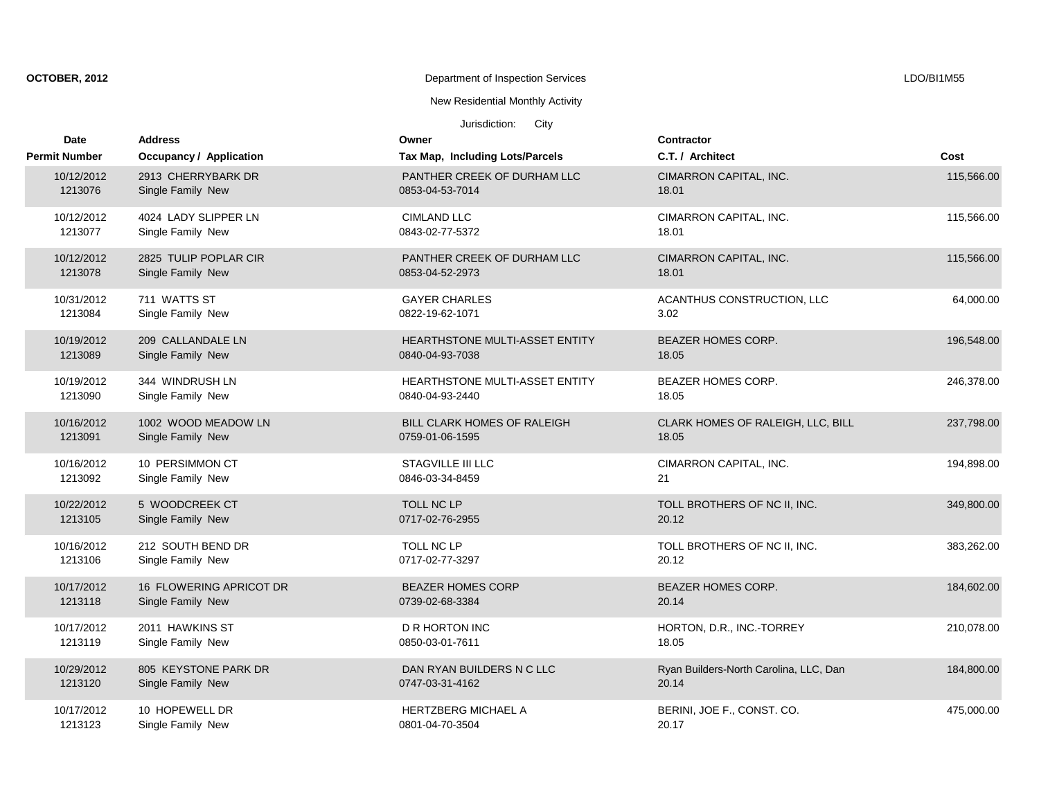**OCTOBER, 2012**

Department of Inspection Services

New Residential Monthly Activity

Jurisdiction: City

LDO/BI1M55

| Date / Permit Number | Address / Occupancy / Application | Owner / Tax Map, Including Lots/Parcels | Contractor / C.T. / Architect | Cost |
|---|---|---|---|---|
| 10/12/2012 1213076 | 2913 CHERRYBARK DR Single Family New | PANTHER CREEK OF DURHAM LLC 0853-04-53-7014 | CIMARRON CAPITAL, INC. 18.01 | 115,566.00 |
| 10/12/2012 1213077 | 4024 LADY SLIPPER LN Single Family New | CIMLAND LLC 0843-02-77-5372 | CIMARRON CAPITAL, INC. 18.01 | 115,566.00 |
| 10/12/2012 1213078 | 2825 TULIP POPLAR CIR Single Family New | PANTHER CREEK OF DURHAM LLC 0853-04-52-2973 | CIMARRON CAPITAL, INC. 18.01 | 115,566.00 |
| 10/31/2012 1213084 | 711 WATTS ST Single Family New | GAYER CHARLES 0822-19-62-1071 | ACANTHUS CONSTRUCTION, LLC 3.02 | 64,000.00 |
| 10/19/2012 1213089 | 209 CALLANDALE LN Single Family New | HEARTHSTONE MULTI-ASSET ENTITY 0840-04-93-7038 | BEAZER HOMES CORP. 18.05 | 196,548.00 |
| 10/19/2012 1213090 | 344 WINDRUSH LN Single Family New | HEARTHSTONE MULTI-ASSET ENTITY 0840-04-93-2440 | BEAZER HOMES CORP. 18.05 | 246,378.00 |
| 10/16/2012 1213091 | 1002 WOOD MEADOW LN Single Family New | BILL CLARK HOMES OF RALEIGH 0759-01-06-1595 | CLARK HOMES OF RALEIGH, LLC, BILL 18.05 | 237,798.00 |
| 10/16/2012 1213092 | 10 PERSIMMON CT Single Family New | STAGVILLE III LLC 0846-03-34-8459 | CIMARRON CAPITAL, INC. 21 | 194,898.00 |
| 10/22/2012 1213105 | 5 WOODCREEK CT Single Family New | TOLL NC LP 0717-02-76-2955 | TOLL BROTHERS OF NC II, INC. 20.12 | 349,800.00 |
| 10/16/2012 1213106 | 212 SOUTH BEND DR Single Family New | TOLL NC LP 0717-02-77-3297 | TOLL BROTHERS OF NC II, INC. 20.12 | 383,262.00 |
| 10/17/2012 1213118 | 16 FLOWERING APRICOT DR Single Family New | BEAZER HOMES CORP 0739-02-68-3384 | BEAZER HOMES CORP. 20.14 | 184,602.00 |
| 10/17/2012 1213119 | 2011 HAWKINS ST Single Family New | D R HORTON INC 0850-03-01-7611 | HORTON, D.R., INC.-TORREY 18.05 | 210,078.00 |
| 10/29/2012 1213120 | 805 KEYSTONE PARK DR Single Family New | DAN RYAN BUILDERS N C LLC 0747-03-31-4162 | Ryan Builders-North Carolina, LLC, Dan 20.14 | 184,800.00 |
| 10/17/2012 1213123 | 10 HOPEWELL DR Single Family New | HERTZBERG MICHAEL A 0801-04-70-3504 | BERINI, JOE F., CONST. CO. 20.17 | 475,000.00 |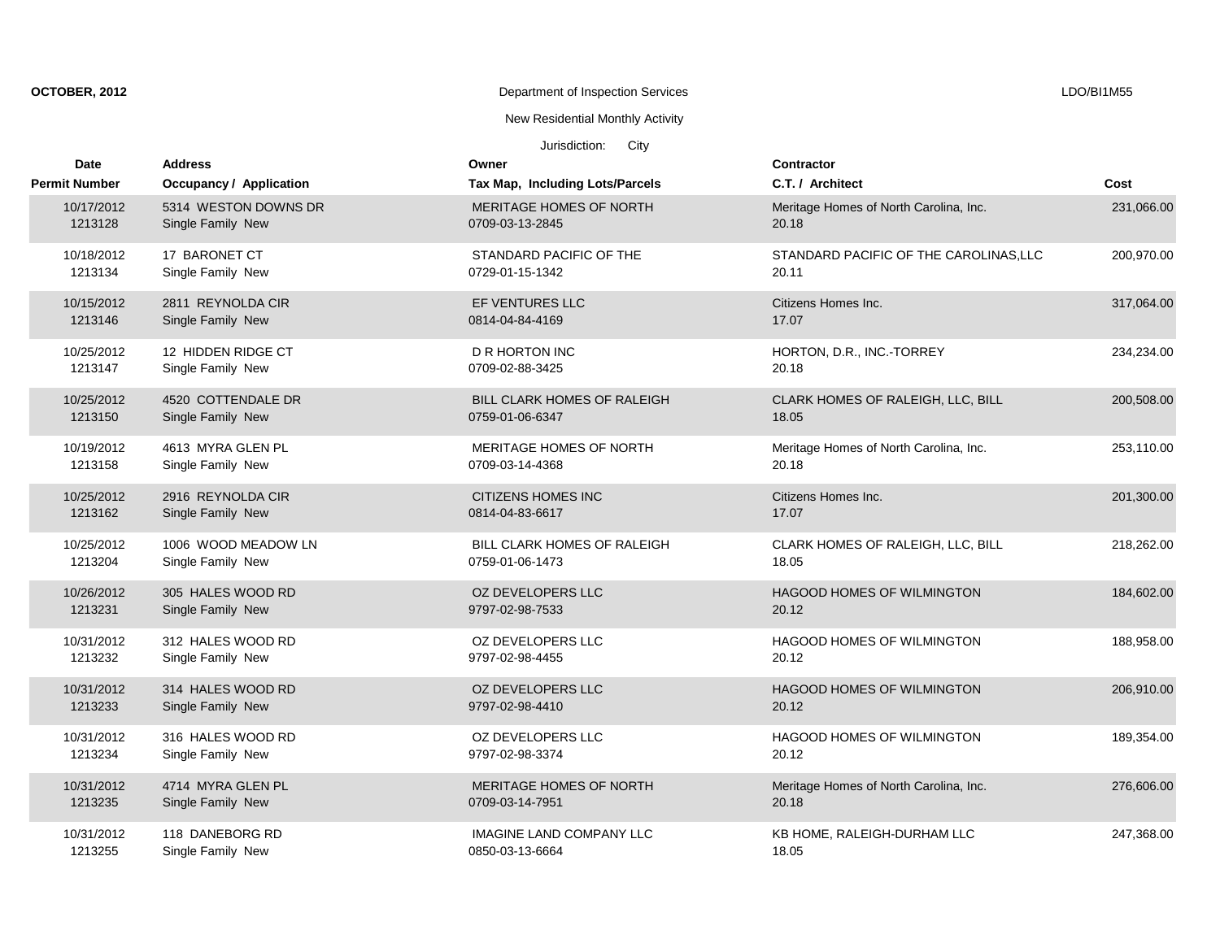**OCTOBER, 2012** Department of Inspection Services LDO/BI1M55

New Residential Monthly Activity

Jurisdiction: City

| Date<br>Permit Number | Address<br>Occupancy / Application | Owner<br>Tax Map, Including Lots/Parcels | Contractor<br>C.T. / Architect | Cost |
|---|---|---|---|---|
| 10/17/2012<br>1213128 | 5314 WESTON DOWNS DR<br>Single Family New | MERITAGE HOMES OF NORTH<br>0709-03-13-2845 | Meritage Homes of North Carolina, Inc.<br>20.18 | 231,066.00 |
| 10/18/2012<br>1213134 | 17 BARONET CT<br>Single Family New | STANDARD PACIFIC OF THE<br>0729-01-15-1342 | STANDARD PACIFIC OF THE CAROLINAS,LLC<br>20.11 | 200,970.00 |
| 10/15/2012<br>1213146 | 2811 REYNOLDA CIR<br>Single Family New | EF VENTURES LLC<br>0814-04-84-4169 | Citizens Homes Inc.<br>17.07 | 317,064.00 |
| 10/25/2012<br>1213147 | 12 HIDDEN RIDGE CT<br>Single Family New | D R HORTON INC<br>0709-02-88-3425 | HORTON, D.R., INC.-TORREY<br>20.18 | 234,234.00 |
| 10/25/2012<br>1213150 | 4520 COTTENDALE DR<br>Single Family New | BILL CLARK HOMES OF RALEIGH<br>0759-01-06-6347 | CLARK HOMES OF RALEIGH, LLC, BILL<br>18.05 | 200,508.00 |
| 10/19/2012<br>1213158 | 4613 MYRA GLEN PL<br>Single Family New | MERITAGE HOMES OF NORTH<br>0709-03-14-4368 | Meritage Homes of North Carolina, Inc.<br>20.18 | 253,110.00 |
| 10/25/2012<br>1213162 | 2916 REYNOLDA CIR<br>Single Family New | CITIZENS HOMES INC<br>0814-04-83-6617 | Citizens Homes Inc.<br>17.07 | 201,300.00 |
| 10/25/2012<br>1213204 | 1006 WOOD MEADOW LN<br>Single Family New | BILL CLARK HOMES OF RALEIGH<br>0759-01-06-1473 | CLARK HOMES OF RALEIGH, LLC, BILL<br>18.05 | 218,262.00 |
| 10/26/2012<br>1213231 | 305 HALES WOOD RD<br>Single Family New | OZ DEVELOPERS LLC<br>9797-02-98-7533 | HAGOOD HOMES OF WILMINGTON<br>20.12 | 184,602.00 |
| 10/31/2012<br>1213232 | 312 HALES WOOD RD<br>Single Family New | OZ DEVELOPERS LLC<br>9797-02-98-4455 | HAGOOD HOMES OF WILMINGTON<br>20.12 | 188,958.00 |
| 10/31/2012<br>1213233 | 314 HALES WOOD RD<br>Single Family New | OZ DEVELOPERS LLC<br>9797-02-98-4410 | HAGOOD HOMES OF WILMINGTON<br>20.12 | 206,910.00 |
| 10/31/2012<br>1213234 | 316 HALES WOOD RD<br>Single Family New | OZ DEVELOPERS LLC<br>9797-02-98-3374 | HAGOOD HOMES OF WILMINGTON<br>20.12 | 189,354.00 |
| 10/31/2012<br>1213235 | 4714 MYRA GLEN PL<br>Single Family New | MERITAGE HOMES OF NORTH<br>0709-03-14-7951 | Meritage Homes of North Carolina, Inc.<br>20.18 | 276,606.00 |
| 10/31/2012<br>1213255 | 118 DANEBORG RD<br>Single Family New | IMAGINE LAND COMPANY LLC<br>0850-03-13-6664 | KB HOME, RALEIGH-DURHAM LLC<br>18.05 | 247,368.00 |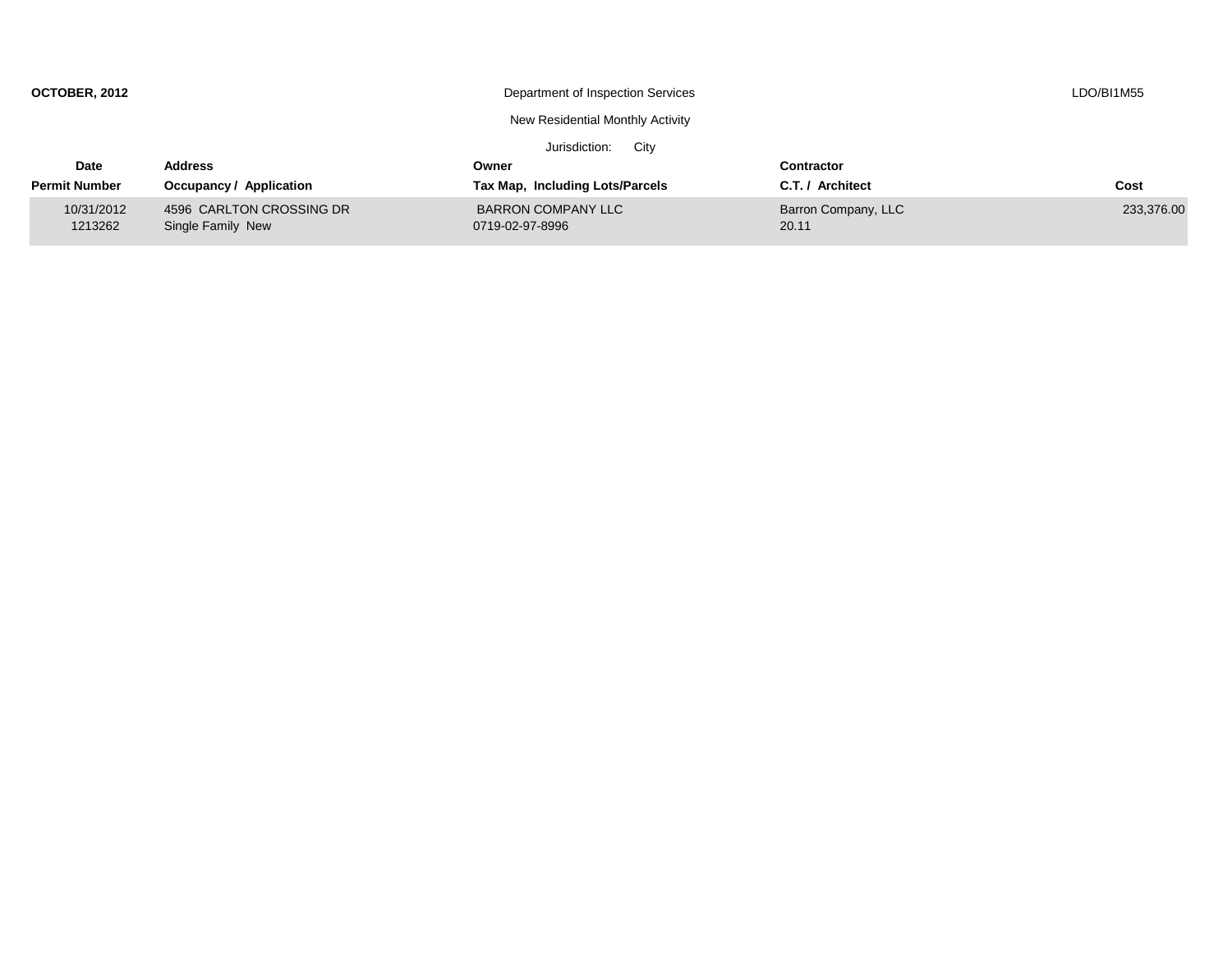**OCTOBER, 2012** Department of Inspection Services LDO/BI1M55

New Residential Monthly Activity

Jurisdiction: City

| Date<br>Permit Number | Address<br>Occupancy / Application | Owner<br>Tax Map, Including Lots/Parcels | Contractor<br>C.T. / Architect | Cost |
|---|---|---|---|---|
| 10/31/2012<br>1213262 | 4596 CARLTON CROSSING DR<br>Single Family New | BARRON COMPANY LLC<br>0719-02-97-8996 | Barron Company, LLC<br>20.11 | 233,376.00 |